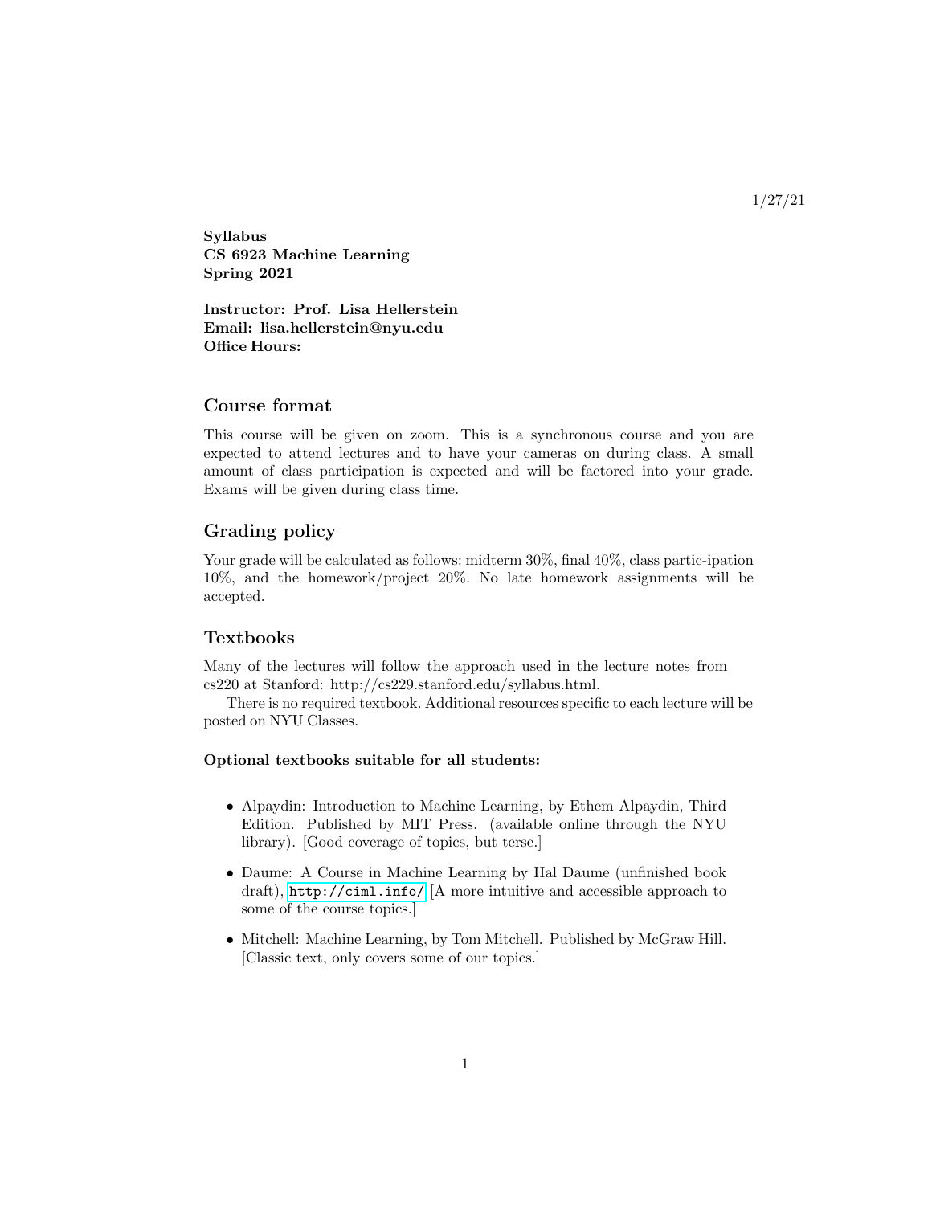1/27/21

**Syllabus**
**CS 6923 Machine Learning**
**Spring 2021**

**Instructor: Prof. Lisa Hellerstein**
**Email: lisa.hellerstein@nyu.edu**
**Office Hours:**

## Course format

This course will be given on zoom. This is a synchronous course and you are expected to attend lectures and to have your cameras on during class. A small amount of class participation is expected and will be factored into your grade. Exams will be given during class time.

## Grading policy

Your grade will be calculated as follows: midterm 30%, final 40%, class partic-ipation 10%, and the homework/project 20%. No late homework assignments will be accepted.

## Textbooks

Many of the lectures will follow the approach used in the lecture notes from cs220 at Stanford: http://cs229.stanford.edu/syllabus.html.

There is no required textbook. Additional resources specific to each lecture will be posted on NYU Classes.

**Optional textbooks suitable for all students:**

- Alpaydin: Introduction to Machine Learning, by Ethem Alpaydin, Third Edition. Published by MIT Press. (available online through the NYU library). [Good coverage of topics, but terse.]
- Daume: A Course in Machine Learning by Hal Daume (unfinished book draft), http://ciml.info/ [A more intuitive and accessible approach to some of the course topics.]
- Mitchell: Machine Learning, by Tom Mitchell. Published by McGraw Hill. [Classic text, only covers some of our topics.]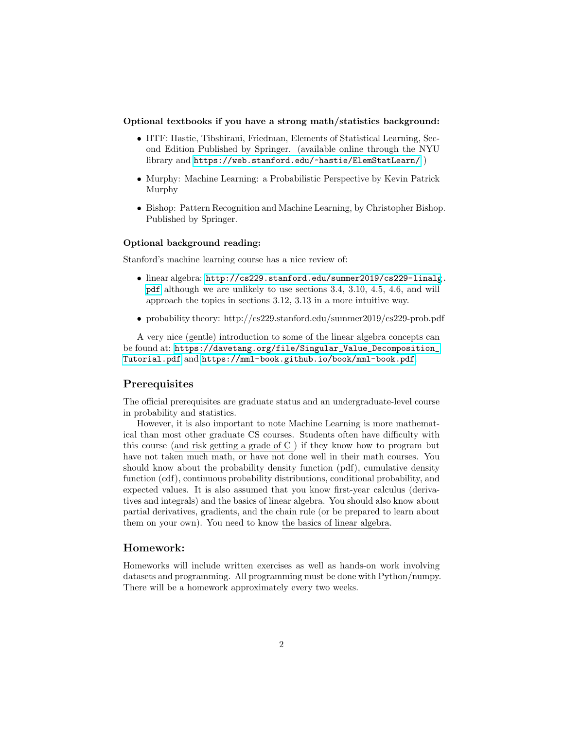**Optional textbooks if you have a strong math/statistics background:**

- HTF: Hastie, Tibshirani, Friedman, Elements of Statistical Learning, Second Edition Published by Springer. (available online through the NYU library and https://web.stanford.edu/~hastie/ElemStatLearn/ )
- Murphy: Machine Learning: a Probabilistic Perspective by Kevin Patrick Murphy
- Bishop: Pattern Recognition and Machine Learning, by Christopher Bishop. Published by Springer.

**Optional background reading:**

Stanford's machine learning course has a nice review of:

- linear algebra: http://cs229.stanford.edu/summer2019/cs229-linalg.pdf although we are unlikely to use sections 3.4, 3.10, 4.5, 4.6, and will approach the topics in sections 3.12, 3.13 in a more intuitive way.
- probability theory: http://cs229.stanford.edu/summer2019/cs229-prob.pdf

A very nice (gentle) introduction to some of the linear algebra concepts can be found at: https://davetang.org/file/Singular_Value_Decomposition_Tutorial.pdf and https://mml-book.github.io/book/mml-book.pdf

## Prerequisites

The official prerequisites are graduate status and an undergraduate-level course in probability and statistics.

However, it is also important to note Machine Learning is more mathematical than most other graduate CS courses. Students often have difficulty with this course (and risk getting a grade of C ) if they know how to program but have not taken much math, or have not done well in their math courses. You should know about the probability density function (pdf), cumulative density function (cdf), continuous probability distributions, conditional probability, and expected values. It is also assumed that you know first-year calculus (derivatives and integrals) and the basics of linear algebra. You should also know about partial derivatives, gradients, and the chain rule (or be prepared to learn about them on your own). You need to know the basics of linear algebra.

## Homework:

Homeworks will include written exercises as well as hands-on work involving datasets and programming. All programming must be done with Python/numpy. There will be a homework approximately every two weeks.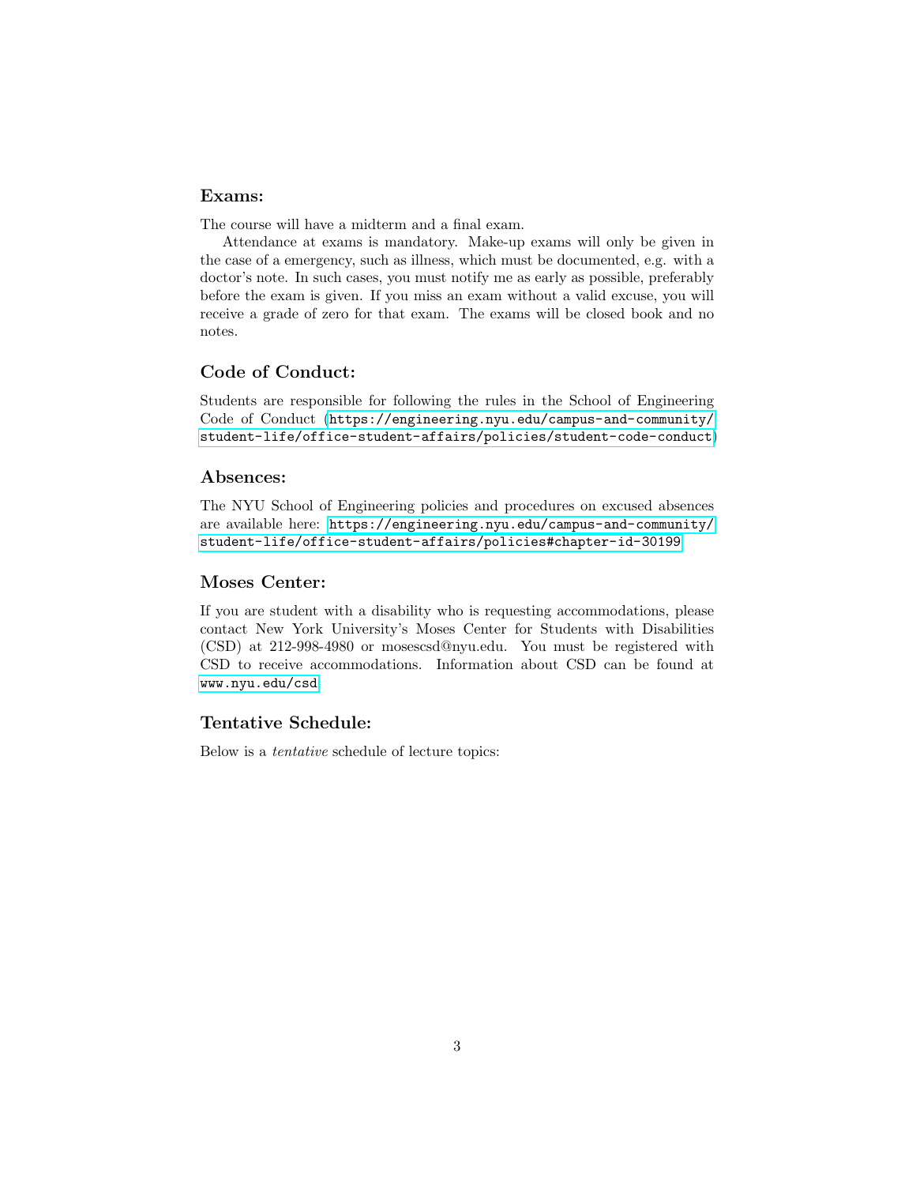## Exams:

The course will have a midterm and a final exam.

Attendance at exams is mandatory. Make-up exams will only be given in the case of a emergency, such as illness, which must be documented, e.g. with a doctor's note. In such cases, you must notify me as early as possible, preferably before the exam is given. If you miss an exam without a valid excuse, you will receive a grade of zero for that exam. The exams will be closed book and no notes.

## Code of Conduct:

Students are responsible for following the rules in the School of Engineering Code of Conduct (https://engineering.nyu.edu/campus-and-community/student-life/office-student-affairs/policies/student-code-conduct)

## Absences:

The NYU School of Engineering policies and procedures on excused absences are available here: https://engineering.nyu.edu/campus-and-community/student-life/office-student-affairs/policies#chapter-id-30199

## Moses Center:

If you are student with a disability who is requesting accommodations, please contact New York University's Moses Center for Students with Disabilities (CSD) at 212-998-4980 or mosescsd@nyu.edu. You must be registered with CSD to receive accommodations. Information about CSD can be found at www.nyu.edu/csd

## Tentative Schedule:

Below is a *tentative* schedule of lecture topics: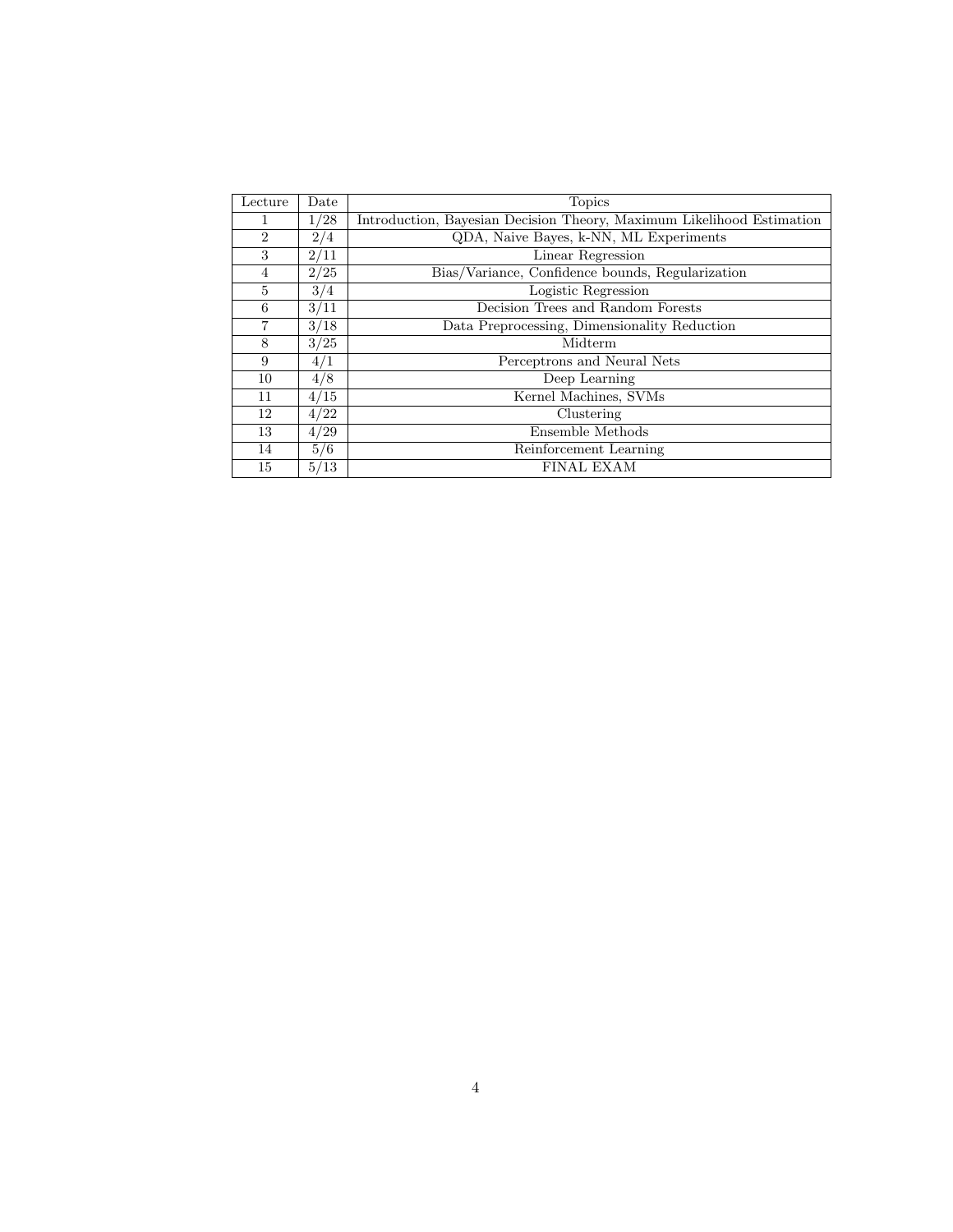| Lecture | Date | Topics |
| --- | --- | --- |
| 1 | 1/28 | Introduction, Bayesian Decision Theory, Maximum Likelihood Estimation |
| 2 | 2/4 | QDA, Naive Bayes, k-NN, ML Experiments |
| 3 | 2/11 | Linear Regression |
| 4 | 2/25 | Bias/Variance, Confidence bounds, Regularization |
| 5 | 3/4 | Logistic Regression |
| 6 | 3/11 | Decision Trees and Random Forests |
| 7 | 3/18 | Data Preprocessing, Dimensionality Reduction |
| 8 | 3/25 | Midterm |
| 9 | 4/1 | Perceptrons and Neural Nets |
| 10 | 4/8 | Deep Learning |
| 11 | 4/15 | Kernel Machines, SVMs |
| 12 | 4/22 | Clustering |
| 13 | 4/29 | Ensemble Methods |
| 14 | 5/6 | Reinforcement Learning |
| 15 | 5/13 | FINAL EXAM |